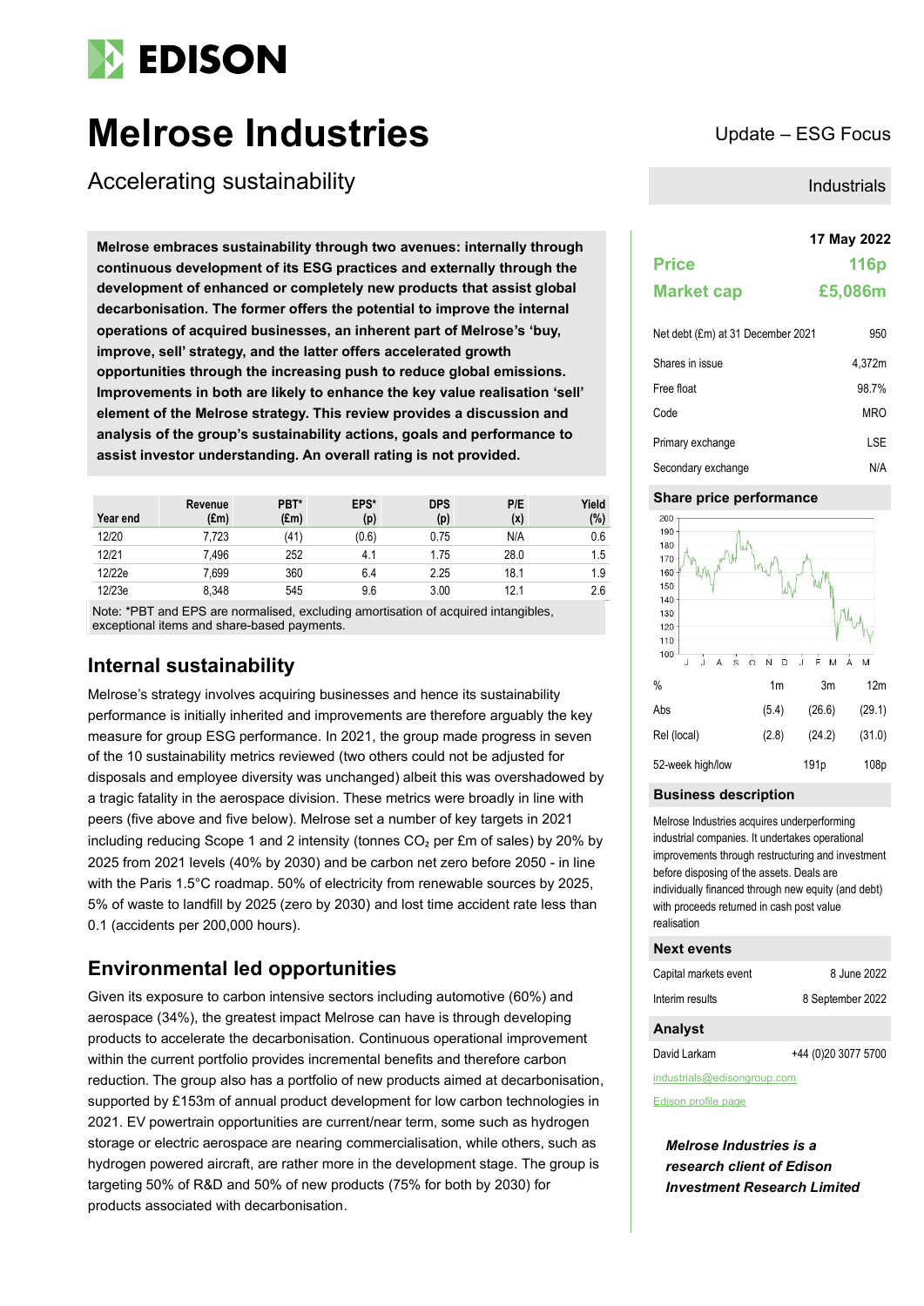# Melrose Industries

## Accelerating sustainability

Update – ESG Focus

Industrials

**Melrose embraces sustainability through two avenues: internally through continuous development of its ESG practices and externally through the development of enhanced or completely new products that assist global decarbonisation. The former offers the potential to improve the internal operations of acquired businesses, an inherent part of Melrose's 'buy, improve, sell' strategy, and the latter offers accelerated growth opportunities through the increasing push to reduce global emissions. Improvements in both are likely to enhance the key value realisation 'sell' element of the Melrose strategy. This review provides a discussion and analysis of the group's sustainability actions, goals and performance to assist investor understanding. An overall rating is not provided.**

| Year end | Revenue (£m) | PBT* (£m) | EPS* (p) | DPS (p) | P/E (x) | Yield (%) |
|---|---|---|---|---|---|---|
| 12/20 | 7,723 | (41) | (0.6) | 0.75 | N/A | 0.6 |
| 12/21 | 7,496 | 252 | 4.1 | 1.75 | 28.0 | 1.5 |
| 12/22e | 7,699 | 360 | 6.4 | 2.25 | 18.1 | 1.9 |
| 12/23e | 8,348 | 545 | 9.6 | 3.00 | 12.1 | 2.6 |

Note: *PBT and EPS are normalised, excluding amortisation of acquired intangibles, exceptional items and share-based payments.

## Internal sustainability

Melrose's strategy involves acquiring businesses and hence its sustainability performance is initially inherited and improvements are therefore arguably the key measure for group ESG performance. In 2021, the group made progress in seven of the 10 sustainability metrics reviewed (two others could not be adjusted for disposals and employee diversity was unchanged) albeit this was overshadowed by a tragic fatality in the aerospace division. These metrics were broadly in line with peers (five above and five below). Melrose set a number of key targets in 2021 including reducing Scope 1 and 2 intensity (tonnes $CO_2$ per £m of sales) by 20% by 2025 from 2021 levels (40% by 2030) and be carbon net zero before 2050 - in line with the Paris 1.5°C roadmap. 50% of electricity from renewable sources by 2025, 5% of waste to landfill by 2025 (zero by 2030) and lost time accident rate less than 0.1 (accidents per 200,000 hours).

## Environmental led opportunities

Given its exposure to carbon intensive sectors including automotive (60%) and aerospace (34%), the greatest impact Melrose can have is through developing products to accelerate the decarbonisation. Continuous operational improvement within the current portfolio provides incremental benefits and therefore carbon reduction. The group also has a portfolio of new products aimed at decarbonisation, supported by £153m of annual product development for low carbon technologies in 2021. EV powertrain opportunities are current/near term, some such as hydrogen storage or electric aerospace are nearing commercialisation, while others, such as hydrogen powered aircraft, are rather more in the development stage. The group is targeting 50% of R&D and 50% of new products (75% for both by 2030) for products associated with decarbonisation.

**17 May 2022**

| | |
|---|---|
| **Price** | **116p** |
| **Market cap** | **£5,086m** |

| | |
|---|---|
| Net debt (£m) at 31 December 2021 | 950 |
| Shares in issue | 4,372m |
| Free float | 98.7% |
| Code | MRO |
| Primary exchange | LSE |
| Secondary exchange | N/A |

### Share price performance

| % | 1m | 3m | 12m |
|---|---|---|---|
| Abs | (5.4) | (26.6) | (29.1) |
| Rel (local) | (2.8) | (24.2) | (31.0) |
| 52-week high/low | | 191p | 108p |

### Business description

Melrose Industries acquires underperforming industrial companies. It undertakes operational improvements through restructuring and investment before disposing of the assets. Deals are individually financed through new equity (and debt) with proceeds returned in cash post value realisation

### Next events

| | |
|---|---|
| Capital markets event | 8 June 2022 |
| Interim results | 8 September 2022 |

### Analyst

David Larkam +44 (0)20 3077 5700

industrials@edisongroup.com

Edison profile page

***Melrose Industries is a research client of Edison Investment Research Limited***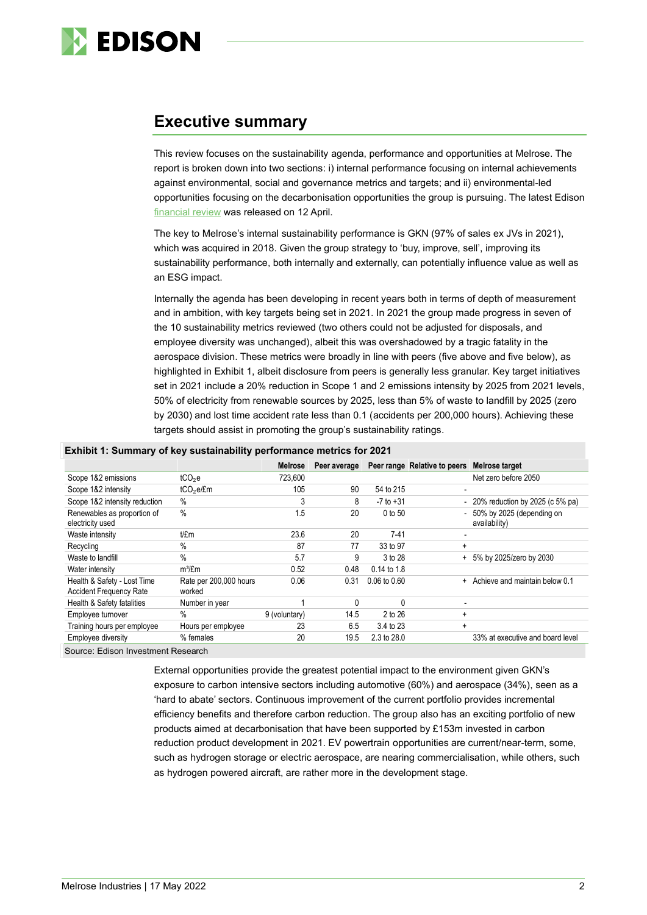## Executive summary

This review focuses on the sustainability agenda, performance and opportunities at Melrose. The report is broken down into two sections: i) internal performance focusing on internal achievements against environmental, social and governance metrics and targets; and ii) environmental-led opportunities focusing on the decarbonisation opportunities the group is pursuing. The latest Edison financial review was released on 12 April.

The key to Melrose's internal sustainability performance is GKN (97% of sales ex JVs in 2021), which was acquired in 2018. Given the group strategy to 'buy, improve, sell', improving its sustainability performance, both internally and externally, can potentially influence value as well as an ESG impact.

Internally the agenda has been developing in recent years both in terms of depth of measurement and in ambition, with key targets being set in 2021. In 2021 the group made progress in seven of the 10 sustainability metrics reviewed (two others could not be adjusted for disposals, and employee diversity was unchanged), albeit this was overshadowed by a tragic fatality in the aerospace division. These metrics were broadly in line with peers (five above and five below), as highlighted in Exhibit 1, albeit disclosure from peers is generally less granular. Key target initiatives set in 2021 include a 20% reduction in Scope 1 and 2 emissions intensity by 2025 from 2021 levels, 50% of electricity from renewable sources by 2025, less than 5% of waste to landfill by 2025 (zero by 2030) and lost time accident rate less than 0.1 (accidents per 200,000 hours). Achieving these targets should assist in promoting the group's sustainability ratings.

**Exhibit 1: Summary of key sustainability performance metrics for 2021**

| | | Melrose | Peer average | Peer range | Relative to peers | Melrose target |
|---|---|---|---|---|---|---|
| Scope 1&2 emissions | $tCO_2e$ | 723,600 | | | | Net zero before 2050 |
| Scope 1&2 intensity | $tCO_2e$/£m | 105 | 90 | 54 to 215 | - | |
| Scope 1&2 intensity reduction | % | 3 | 8 | -7 to +31 | - | 20% reduction by 2025 (c 5% pa) |
| Renewables as proportion of electricity used | % | 1.5 | 20 | 0 to 50 | - | 50% by 2025 (depending on availability) |
| Waste intensity | t/£m | 23.6 | 20 | 7-41 | - | |
| Recycling | % | 87 | 77 | 33 to 97 | + | |
| Waste to landfill | % | 5.7 | 9 | 3 to 28 | + | 5% by 2025/zero by 2030 |
| Water intensity | $m^3$/£m | 0.52 | 0.48 | 0.14 to 1.8 | | |
| Health & Safety - Lost Time Accident Frequency Rate | Rate per 200,000 hours worked | 0.06 | 0.31 | 0.06 to 0.60 | + | Achieve and maintain below 0.1 |
| Health & Safety fatalities | Number in year | 1 | 0 | 0 | - | |
| Employee turnover | % | 9 (voluntary) | 14.5 | 2 to 26 | + | |
| Training hours per employee | Hours per employee | 23 | 6.5 | 3.4 to 23 | + | |
| Employee diversity | % females | 20 | 19.5 | 2.3 to 28.0 | | 33% at executive and board level |

Source: Edison Investment Research

External opportunities provide the greatest potential impact to the environment given GKN's exposure to carbon intensive sectors including automotive (60%) and aerospace (34%), seen as a 'hard to abate' sectors. Continuous improvement of the current portfolio provides incremental efficiency benefits and therefore carbon reduction. The group also has an exciting portfolio of new products aimed at decarbonisation that have been supported by £153m invested in carbon reduction product development in 2021. EV powertrain opportunities are current/near-term, some, such as hydrogen storage or electric aerospace, are nearing commercialisation, while others, such as hydrogen powered aircraft, are rather more in the development stage.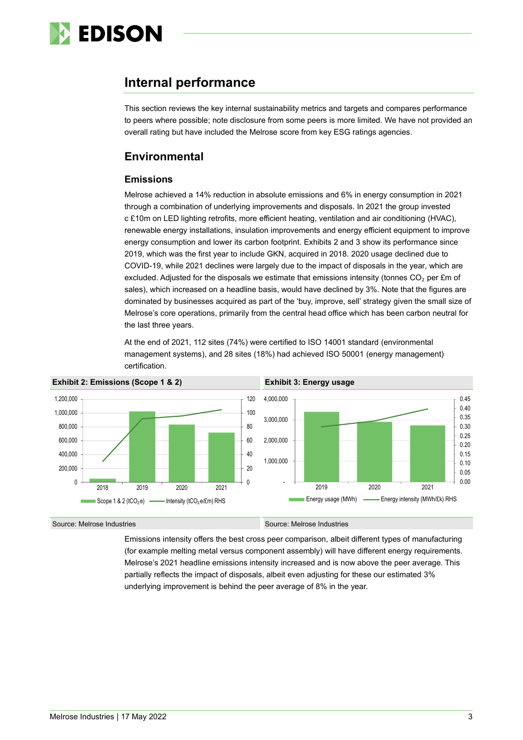## Internal performance

This section reviews the key internal sustainability metrics and targets and compares performance to peers where possible; note disclosure from some peers is more limited. We have not provided an overall rating but have included the Melrose score from key ESG ratings agencies.

## Environmental

### Emissions

Melrose achieved a 14% reduction in absolute emissions and 6% in energy consumption in 2021 through a combination of underlying improvements and disposals. In 2021 the group invested c £10m on LED lighting retrofits, more efficient heating, ventilation and air conditioning (HVAC), renewable energy installations, insulation improvements and energy efficient equipment to improve energy consumption and lower its carbon footprint. Exhibits 2 and 3 show its performance since 2019, which was the first year to include GKN, acquired in 2018. 2020 usage declined due to COVID-19, while 2021 declines were largely due to the impact of disposals in the year, which are excluded. Adjusted for the disposals we estimate that emissions intensity (tonnes $CO_2$ per £m of sales), which increased on a headline basis, would have declined by 3%. Note that the figures are dominated by businesses acquired as part of the 'buy, improve, sell' strategy given the small size of Melrose's core operations, primarily from the central head office which has been carbon neutral for the last three years.

At the end of 2021, 112 sites (74%) were certified to ISO 14001 standard (environmental management systems), and 28 sites (18%) had achieved ISO 50001 (energy management) certification.

**Exhibit 2: Emissions (Scope 1 & 2)**

Source: Melrose Industries

**Exhibit 3: Energy usage**

Source: Melrose Industries

Emissions intensity offers the best cross peer comparison, albeit different types of manufacturing (for example melting metal versus component assembly) will have different energy requirements. Melrose's 2021 headline emissions intensity increased and is now above the peer average. This partially reflects the impact of disposals, albeit even adjusting for these our estimated 3% underlying improvement is behind the peer average of 8% in the year.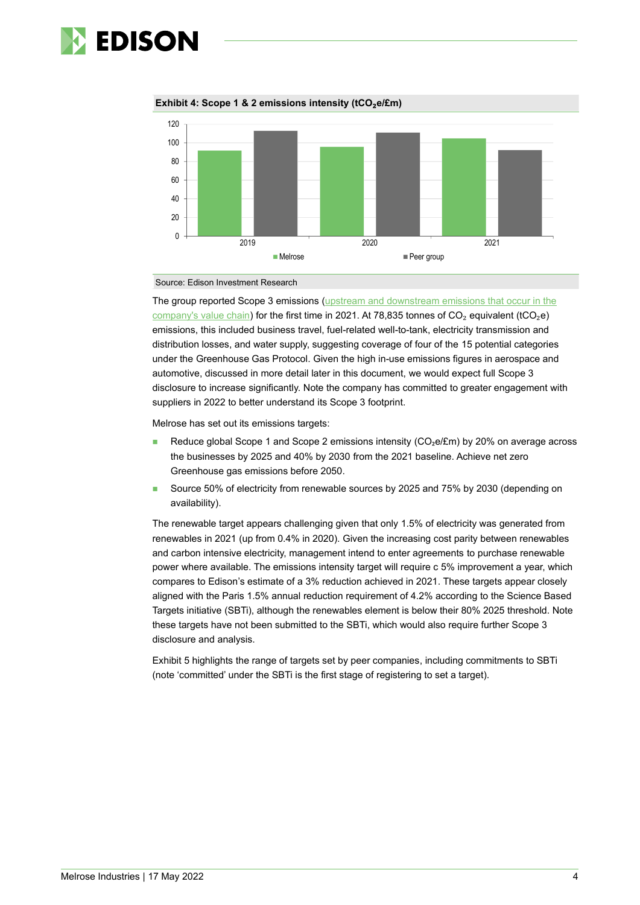**Exhibit 4: Scope 1 & 2 emissions intensity ($tCO_2e$/£m)**

Source: Edison Investment Research

The group reported Scope 3 emissions (upstream and downstream emissions that occur in the company's value chain) for the first time in 2021. At 78,835 tonnes of $CO_2$ equivalent ($tCO_2e$) emissions, this included business travel, fuel-related well-to-tank, electricity transmission and distribution losses, and water supply, suggesting coverage of four of the 15 potential categories under the Greenhouse Gas Protocol. Given the high in-use emissions figures in aerospace and automotive, discussed in more detail later in this document, we would expect full Scope 3 disclosure to increase significantly. Note the company has committed to greater engagement with suppliers in 2022 to better understand its Scope 3 footprint.

Melrose has set out its emissions targets:

- Reduce global Scope 1 and Scope 2 emissions intensity ($CO_2e$/£m) by 20% on average across the businesses by 2025 and 40% by 2030 from the 2021 baseline. Achieve net zero Greenhouse gas emissions before 2050.
- Source 50% of electricity from renewable sources by 2025 and 75% by 2030 (depending on availability).

The renewable target appears challenging given that only 1.5% of electricity was generated from renewables in 2021 (up from 0.4% in 2020). Given the increasing cost parity between renewables and carbon intensive electricity, management intend to enter agreements to purchase renewable power where available. The emissions intensity target will require c 5% improvement a year, which compares to Edison's estimate of a 3% reduction achieved in 2021. These targets appear closely aligned with the Paris 1.5% annual reduction requirement of 4.2% according to the Science Based Targets initiative (SBTi), although the renewables element is below their 80% 2025 threshold. Note these targets have not been submitted to the SBTi, which would also require further Scope 3 disclosure and analysis.

Exhibit 5 highlights the range of targets set by peer companies, including commitments to SBTi (note 'committed' under the SBTi is the first stage of registering to set a target).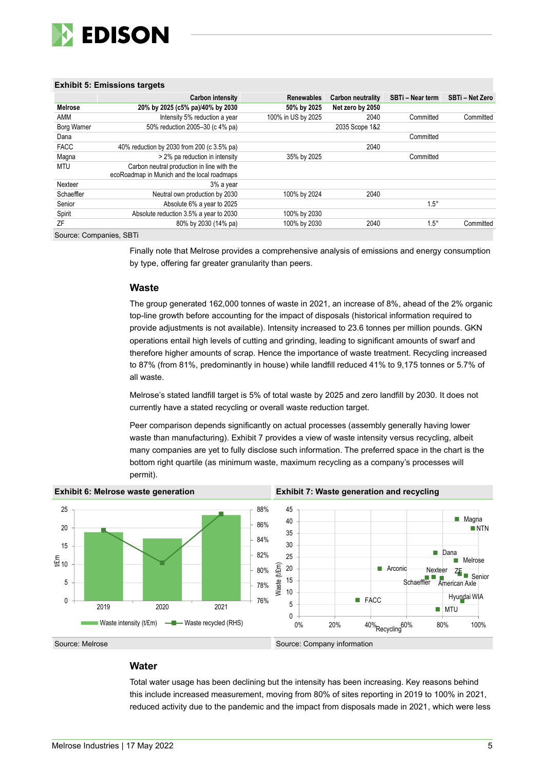**Exhibit 5: Emissions targets**

| | Carbon intensity | Renewables | Carbon neutrality | SBTi – Near term | SBTi – Net Zero |
|---|---|---|---|---|---|
| **Melrose** | **20% by 2025 (c5% pa)/40% by 2030** | **50% by 2025** | **Net zero by 2050** | | |
| AMM | Intensity 5% reduction a year | 100% in US by 2025 | 2040 | Committed | Committed |
| Borg Warner | 50% reduction 2005–30 (c 4% pa) | | 2035 Scope 1&2 | | |
| Dana | | | | Committed | |
| FACC | 40% reduction by 2030 from 200 (c 3.5% pa) | | 2040 | | |
| Magna | > 2% pa reduction in intensity | 35% by 2025 | | Committed | |
| MTU | Carbon neutral production in line with the ecoRoadmap in Munich and the local roadmaps | | | | |
| Nexteer | 3% a year | | | | |
| Schaeffler | Neutral own production by 2030 | 100% by 2024 | 2040 | | |
| Senior | Absolute 6% a year to 2025 | | | 1.5° | |
| Spirit | Absolute reduction 3.5% a year to 2030 | 100% by 2030 | | | |
| ZF | 80% by 2030 (14% pa) | 100% by 2030 | 2040 | 1.5° | Committed |

Source: Companies, SBTi

Finally note that Melrose provides a comprehensive analysis of emissions and energy consumption by type, offering far greater granularity than peers.

## Waste

The group generated 162,000 tonnes of waste in 2021, an increase of 8%, ahead of the 2% organic top-line growth before accounting for the impact of disposals (historical information required to provide adjustments is not available). Intensity increased to 23.6 tonnes per million pounds. GKN operations entail high levels of cutting and grinding, leading to significant amounts of swarf and therefore higher amounts of scrap. Hence the importance of waste treatment. Recycling increased to 87% (from 81%, predominantly in house) while landfill reduced 41% to 9,175 tonnes or 5.7% of all waste.

Melrose's stated landfill target is 5% of total waste by 2025 and zero landfill by 2030. It does not currently have a stated recycling or overall waste reduction target.

Peer comparison depends significantly on actual processes (assembly generally having lower waste than manufacturing). Exhibit 7 provides a view of waste intensity versus recycling, albeit many companies are yet to fully disclose such information. The preferred space in the chart is the bottom right quartile (as minimum waste, maximum recycling as a company's processes will permit).

**Exhibit 6: Melrose waste generation**

Source: Melrose

**Exhibit 7: Waste generation and recycling**

Source: Company information

## Water

Total water usage has been declining but the intensity has been increasing. Key reasons behind this include increased measurement, moving from 80% of sites reporting in 2019 to 100% in 2021, reduced activity due to the pandemic and the impact from disposals made in 2021, which were less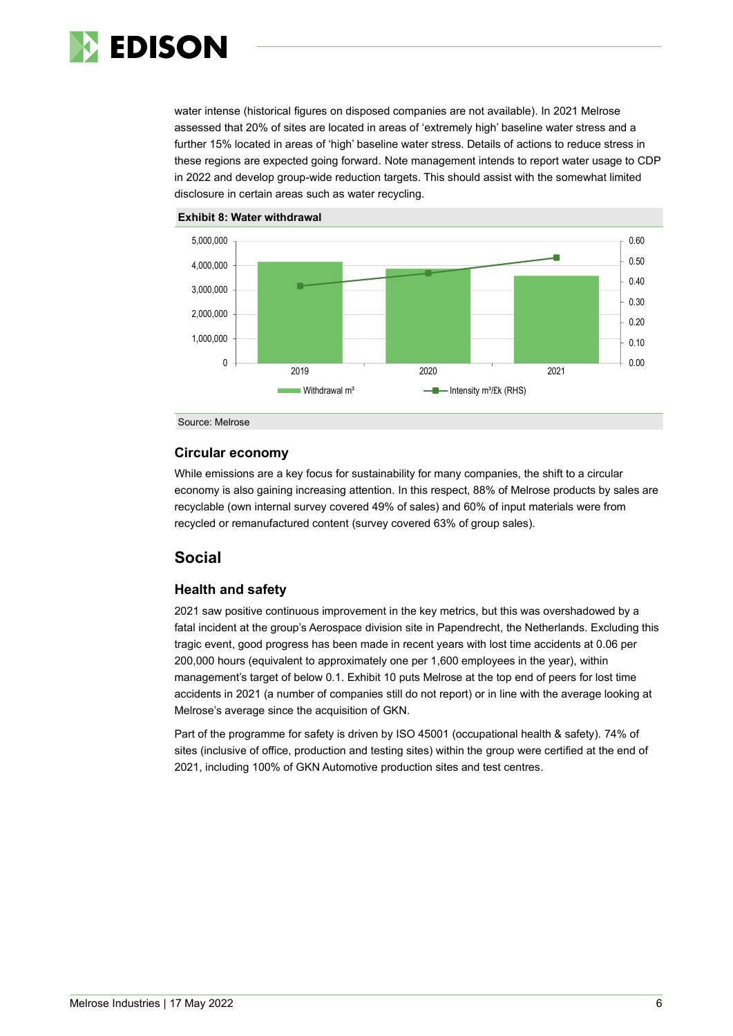water intense (historical figures on disposed companies are not available). In 2021 Melrose assessed that 20% of sites are located in areas of 'extremely high' baseline water stress and a further 15% located in areas of 'high' baseline water stress. Details of actions to reduce stress in these regions are expected going forward. Note management intends to report water usage to CDP in 2022 and develop group-wide reduction targets. This should assist with the somewhat limited disclosure in certain areas such as water recycling.

**Exhibit 8: Water withdrawal**

Source: Melrose

## Circular economy

While emissions are a key focus for sustainability for many companies, the shift to a circular economy is also gaining increasing attention. In this respect, 88% of Melrose products by sales are recyclable (own internal survey covered 49% of sales) and 60% of input materials were from recycled or remanufactured content (survey covered 63% of group sales).

# Social

## Health and safety

2021 saw positive continuous improvement in the key metrics, but this was overshadowed by a fatal incident at the group's Aerospace division site in Papendrecht, the Netherlands. Excluding this tragic event, good progress has been made in recent years with lost time accidents at 0.06 per 200,000 hours (equivalent to approximately one per 1,600 employees in the year), within management's target of below 0.1. Exhibit 10 puts Melrose at the top end of peers for lost time accidents in 2021 (a number of companies still do not report) or in line with the average looking at Melrose's average since the acquisition of GKN.

Part of the programme for safety is driven by ISO 45001 (occupational health & safety). 74% of sites (inclusive of office, production and testing sites) within the group were certified at the end of 2021, including 100% of GKN Automotive production sites and test centres.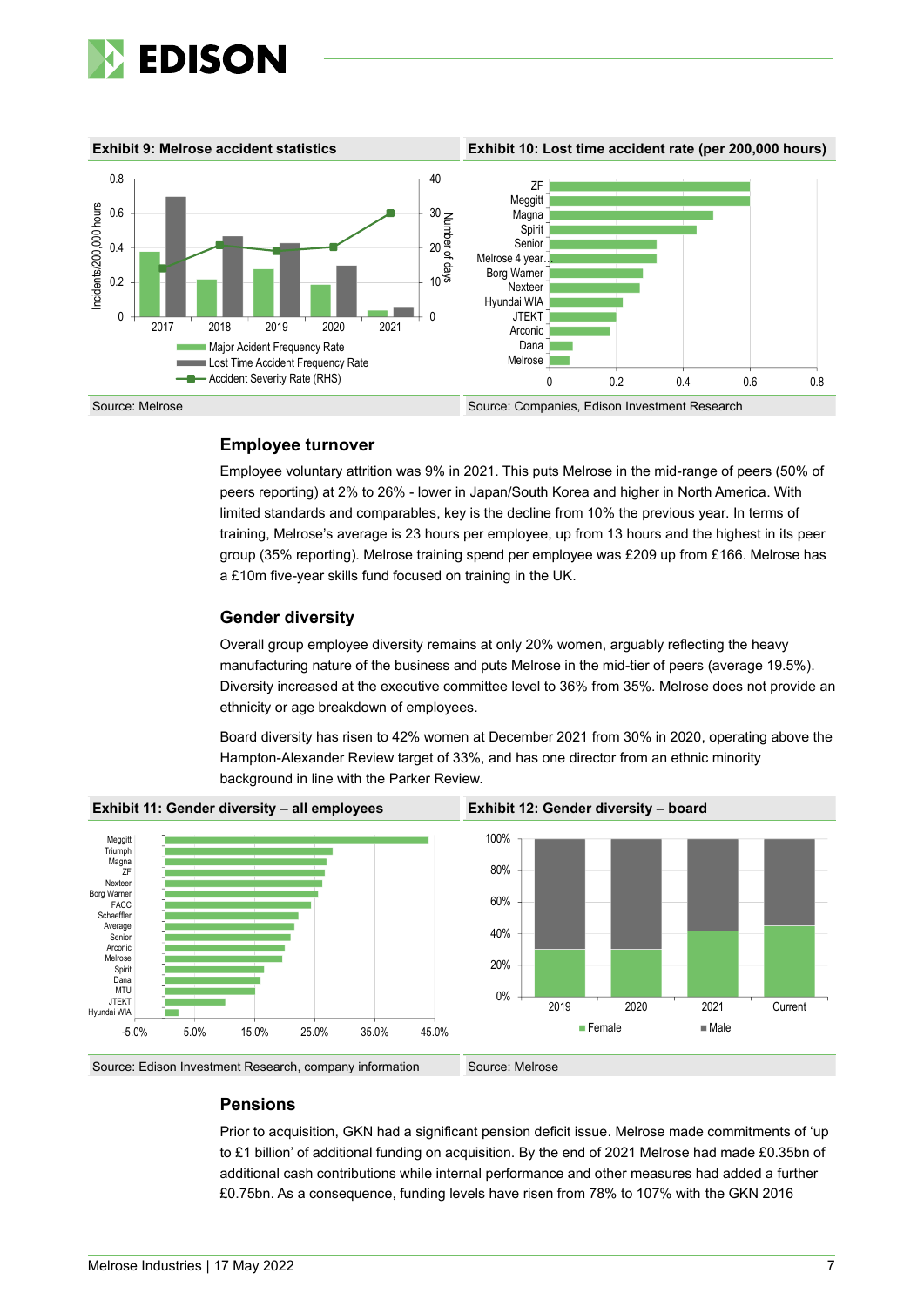**Exhibit 9: Melrose accident statistics**

Source: Melrose

**Exhibit 10: Lost time accident rate (per 200,000 hours)**

Source: Companies, Edison Investment Research

## Employee turnover

Employee voluntary attrition was 9% in 2021. This puts Melrose in the mid-range of peers (50% of peers reporting) at 2% to 26% - lower in Japan/South Korea and higher in North America. With limited standards and comparables, key is the decline from 10% the previous year. In terms of training, Melrose's average is 23 hours per employee, up from 13 hours and the highest in its peer group (35% reporting). Melrose training spend per employee was £209 up from £166. Melrose has a £10m five-year skills fund focused on training in the UK.

## Gender diversity

Overall group employee diversity remains at only 20% women, arguably reflecting the heavy manufacturing nature of the business and puts Melrose in the mid-tier of peers (average 19.5%). Diversity increased at the executive committee level to 36% from 35%. Melrose does not provide an ethnicity or age breakdown of employees.

Board diversity has risen to 42% women at December 2021 from 30% in 2020, operating above the Hampton-Alexander Review target of 33%, and has one director from an ethnic minority background in line with the Parker Review.

**Exhibit 11: Gender diversity – all employees**

Source: Edison Investment Research, company information

**Exhibit 12: Gender diversity – board**

Source: Melrose

## Pensions

Prior to acquisition, GKN had a significant pension deficit issue. Melrose made commitments of 'up to £1 billion' of additional funding on acquisition. By the end of 2021 Melrose had made £0.35bn of additional cash contributions while internal performance and other measures had added a further £0.75bn. As a consequence, funding levels have risen from 78% to 107% with the GKN 2016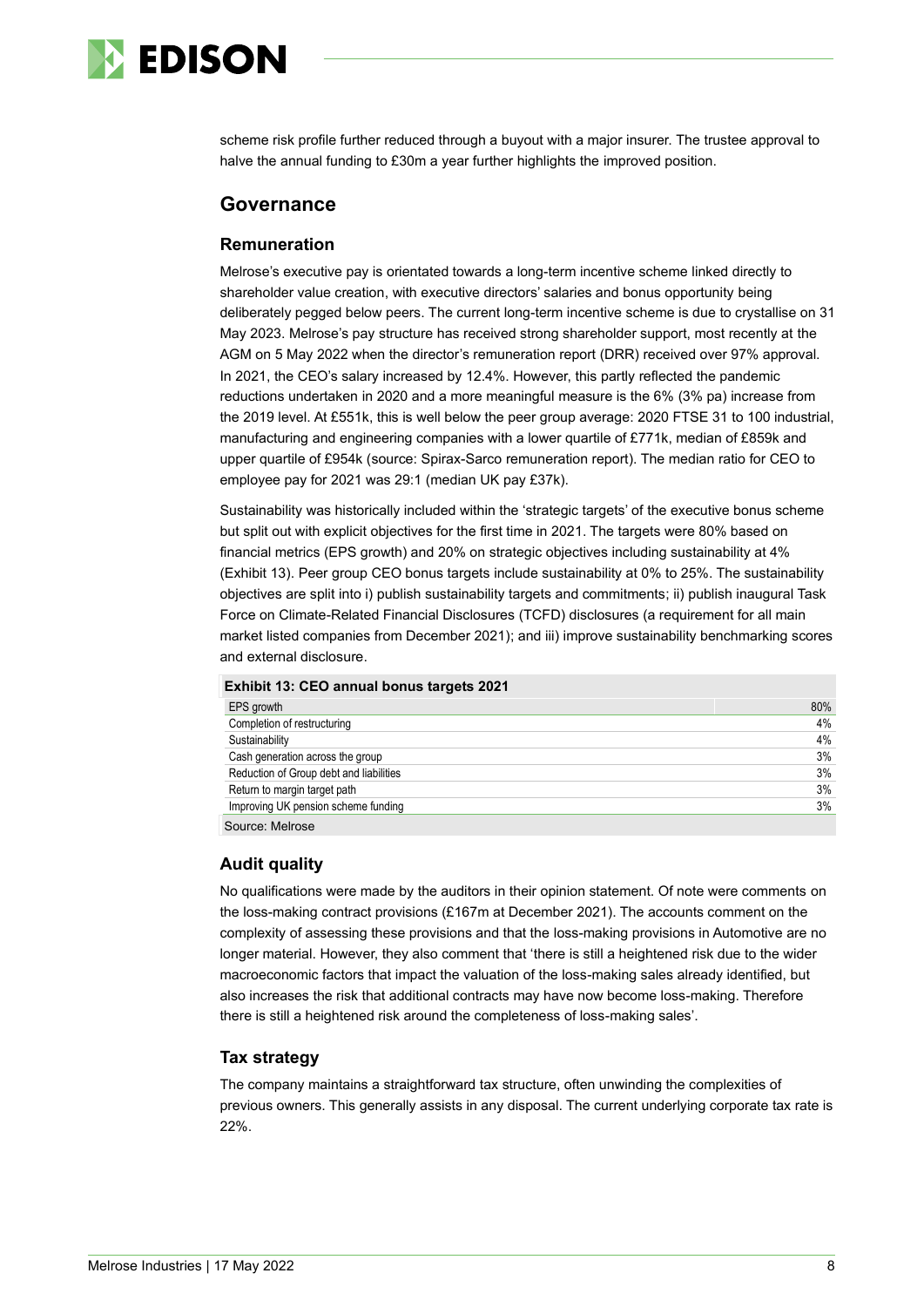scheme risk profile further reduced through a buyout with a major insurer. The trustee approval to halve the annual funding to £30m a year further highlights the improved position.

## Governance

### Remuneration

Melrose's executive pay is orientated towards a long-term incentive scheme linked directly to shareholder value creation, with executive directors' salaries and bonus opportunity being deliberately pegged below peers. The current long-term incentive scheme is due to crystallise on 31 May 2023. Melrose's pay structure has received strong shareholder support, most recently at the AGM on 5 May 2022 when the director's remuneration report (DRR) received over 97% approval. In 2021, the CEO's salary increased by 12.4%. However, this partly reflected the pandemic reductions undertaken in 2020 and a more meaningful measure is the 6% (3% pa) increase from the 2019 level. At £551k, this is well below the peer group average: 2020 FTSE 31 to 100 industrial, manufacturing and engineering companies with a lower quartile of £771k, median of £859k and upper quartile of £954k (source: Spirax-Sarco remuneration report). The median ratio for CEO to employee pay for 2021 was 29:1 (median UK pay £37k).

Sustainability was historically included within the 'strategic targets' of the executive bonus scheme but split out with explicit objectives for the first time in 2021. The targets were 80% based on financial metrics (EPS growth) and 20% on strategic objectives including sustainability at 4% (Exhibit 13). Peer group CEO bonus targets include sustainability at 0% to 25%. The sustainability objectives are split into i) publish sustainability targets and commitments; ii) publish inaugural Task Force on Climate-Related Financial Disclosures (TCFD) disclosures (a requirement for all main market listed companies from December 2021); and iii) improve sustainability benchmarking scores and external disclosure.

**Exhibit 13: CEO annual bonus targets 2021**

| | |
|---|---|
| EPS growth | 80% |
| Completion of restructuring | 4% |
| Sustainability | 4% |
| Cash generation across the group | 3% |
| Reduction of Group debt and liabilities | 3% |
| Return to margin target path | 3% |
| Improving UK pension scheme funding | 3% |

Source: Melrose

### Audit quality

No qualifications were made by the auditors in their opinion statement. Of note were comments on the loss-making contract provisions (£167m at December 2021). The accounts comment on the complexity of assessing these provisions and that the loss-making provisions in Automotive are no longer material. However, they also comment that 'there is still a heightened risk due to the wider macroeconomic factors that impact the valuation of the loss-making sales already identified, but also increases the risk that additional contracts may have now become loss-making. Therefore there is still a heightened risk around the completeness of loss-making sales'.

### Tax strategy

The company maintains a straightforward tax structure, often unwinding the complexities of previous owners. This generally assists in any disposal. The current underlying corporate tax rate is 22%.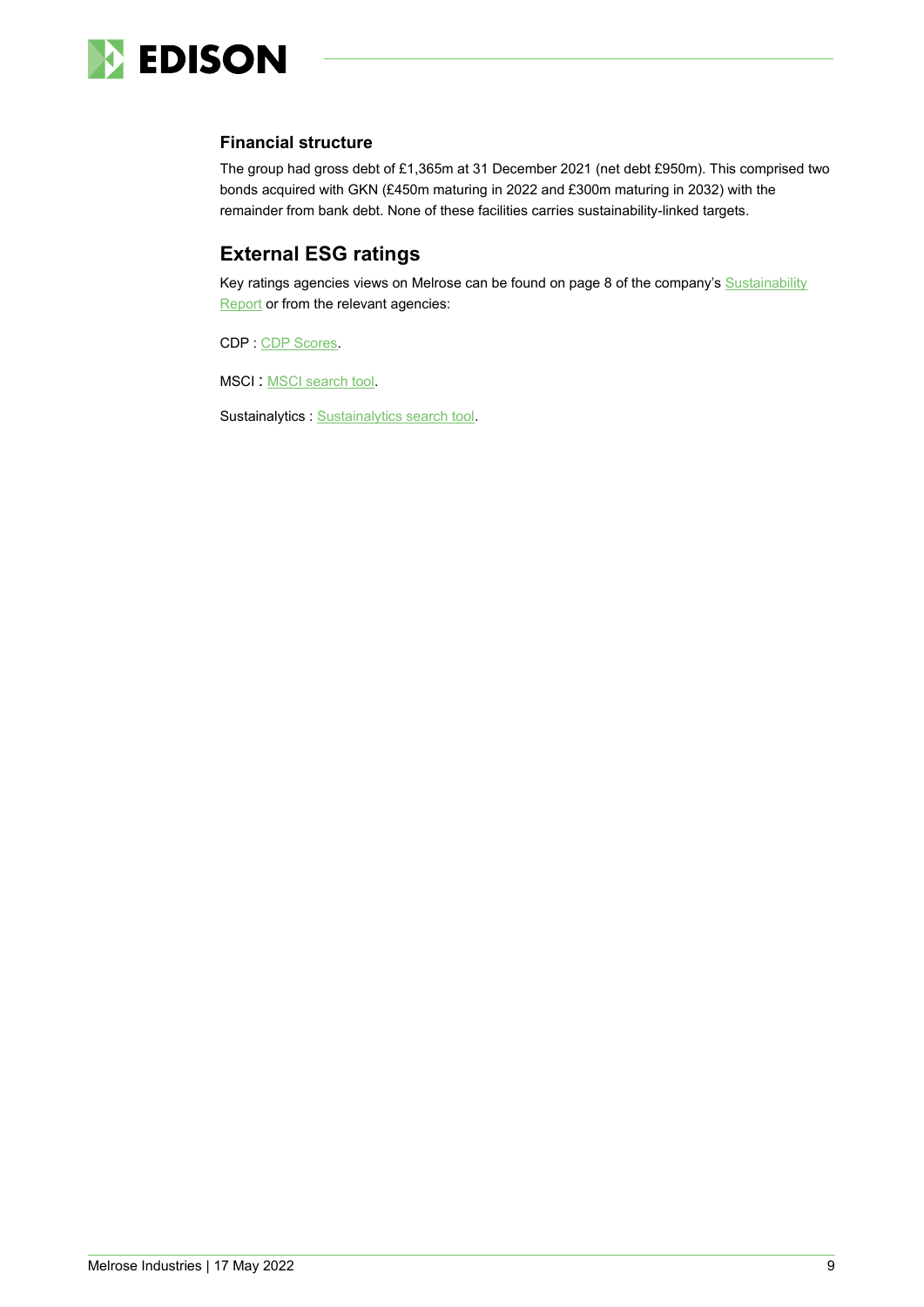### Financial structure

The group had gross debt of £1,365m at 31 December 2021 (net debt £950m). This comprised two bonds acquired with GKN (£450m maturing in 2022 and £300m maturing in 2032) with the remainder from bank debt. None of these facilities carries sustainability-linked targets.

## External ESG ratings

Key ratings agencies views on Melrose can be found on page 8 of the company's Sustainability Report or from the relevant agencies:

CDP : CDP Scores.

MSCI : MSCI search tool.

Sustainalytics : Sustainalytics search tool.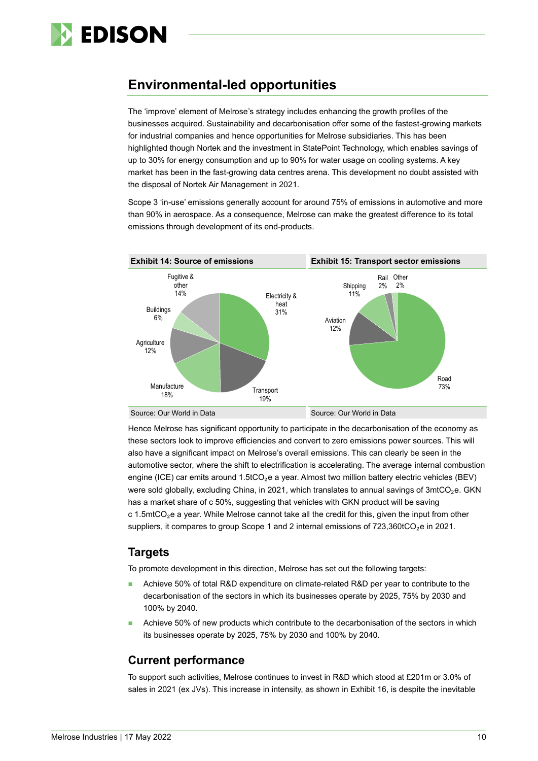## Environmental-led opportunities

The 'improve' element of Melrose's strategy includes enhancing the growth profiles of the businesses acquired. Sustainability and decarbonisation offer some of the fastest-growing markets for industrial companies and hence opportunities for Melrose subsidiaries. This has been highlighted though Nortek and the investment in StatePoint Technology, which enables savings of up to 30% for energy consumption and up to 90% for water usage on cooling systems. A key market has been in the fast-growing data centres arena. This development no doubt assisted with the disposal of Nortek Air Management in 2021.

Scope 3 'in-use' emissions generally account for around 75% of emissions in automotive and more than 90% in aerospace. As a consequence, Melrose can make the greatest difference to its total emissions through development of its end-products.

**Exhibit 14: Source of emissions**

| Source | Share |
|---|---|
| Electricity & heat | 31% |
| Transport | 19% |
| Manufacture | 18% |
| Agriculture | 12% |
| Buildings | 6% |
| Fugitive & other | 14% |

Source: Our World in Data

**Exhibit 15: Transport sector emissions**

| Source | Share |
|---|---|
| Road | 73% |
| Aviation | 12% |
| Shipping | 11% |
| Rail | 2% |
| Other | 2% |

Source: Our World in Data

Hence Melrose has significant opportunity to participate in the decarbonisation of the economy as these sectors look to improve efficiencies and convert to zero emissions power sources. This will also have a significant impact on Melrose's overall emissions. This can clearly be seen in the automotive sector, where the shift to electrification is accelerating. The average internal combustion engine (ICE) car emits around 1.5t$CO_2$e a year. Almost two million battery electric vehicles (BEV) were sold globally, excluding China, in 2021, which translates to annual savings of 3mt$CO_2$e. GKN has a market share of c 50%, suggesting that vehicles with GKN product will be saving c 1.5mt$CO_2$e a year. While Melrose cannot take all the credit for this, given the input from other suppliers, it compares to group Scope 1 and 2 internal emissions of 723,360t$CO_2$e in 2021.

### Targets

To promote development in this direction, Melrose has set out the following targets:

- Achieve 50% of total R&D expenditure on climate-related R&D per year to contribute to the decarbonisation of the sectors in which its businesses operate by 2025, 75% by 2030 and 100% by 2040.
- Achieve 50% of new products which contribute to the decarbonisation of the sectors in which its businesses operate by 2025, 75% by 2030 and 100% by 2040.

### Current performance

To support such activities, Melrose continues to invest in R&D which stood at £201m or 3.0% of sales in 2021 (ex JVs). This increase in intensity, as shown in Exhibit 16, is despite the inevitable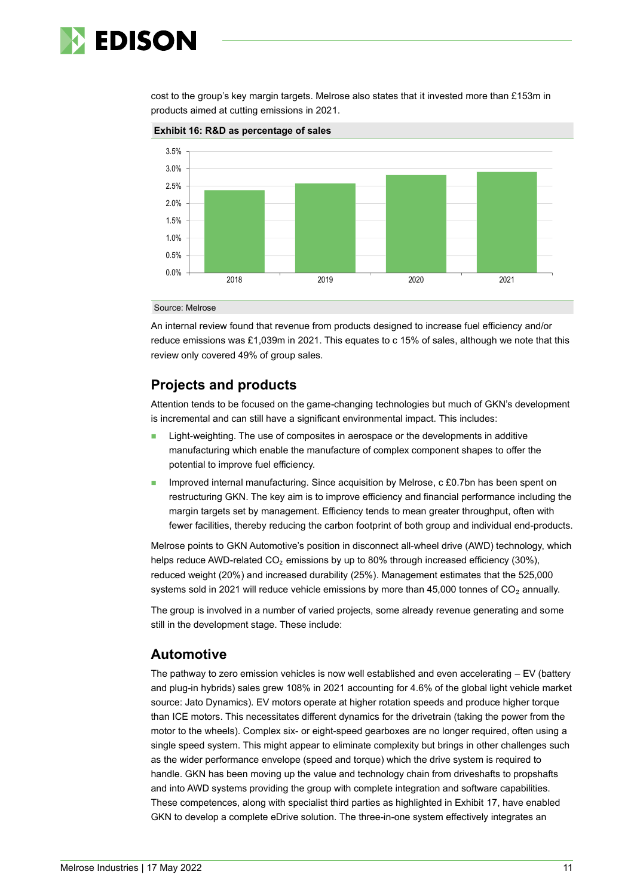cost to the group's key margin targets. Melrose also states that it invested more than £153m in products aimed at cutting emissions in 2021.

**Exhibit 16: R&D as percentage of sales**

Source: Melrose

An internal review found that revenue from products designed to increase fuel efficiency and/or reduce emissions was £1,039m in 2021. This equates to c 15% of sales, although we note that this review only covered 49% of group sales.

## Projects and products

Attention tends to be focused on the game-changing technologies but much of GKN's development is incremental and can still have a significant environmental impact. This includes:

- Light-weighting. The use of composites in aerospace or the developments in additive manufacturing which enable the manufacture of complex component shapes to offer the potential to improve fuel efficiency.
- Improved internal manufacturing. Since acquisition by Melrose, c £0.7bn has been spent on restructuring GKN. The key aim is to improve efficiency and financial performance including the margin targets set by management. Efficiency tends to mean greater throughput, often with fewer facilities, thereby reducing the carbon footprint of both group and individual end-products.

Melrose points to GKN Automotive's position in disconnect all-wheel drive (AWD) technology, which helps reduce AWD-related $CO_2$ emissions by up to 80% through increased efficiency (30%), reduced weight (20%) and increased durability (25%). Management estimates that the 525,000 systems sold in 2021 will reduce vehicle emissions by more than 45,000 tonnes of $CO_2$ annually.

The group is involved in a number of varied projects, some already revenue generating and some still in the development stage. These include:

## Automotive

The pathway to zero emission vehicles is now well established and even accelerating – EV (battery and plug-in hybrids) sales grew 108% in 2021 accounting for 4.6% of the global light vehicle market source: Jato Dynamics). EV motors operate at higher rotation speeds and produce higher torque than ICE motors. This necessitates different dynamics for the drivetrain (taking the power from the motor to the wheels). Complex six- or eight-speed gearboxes are no longer required, often using a single speed system. This might appear to eliminate complexity but brings in other challenges such as the wider performance envelope (speed and torque) which the drive system is required to handle. GKN has been moving up the value and technology chain from driveshafts to propshafts and into AWD systems providing the group with complete integration and software capabilities. These competences, along with specialist third parties as highlighted in Exhibit 17, have enabled GKN to develop a complete eDrive solution. The three-in-one system effectively integrates an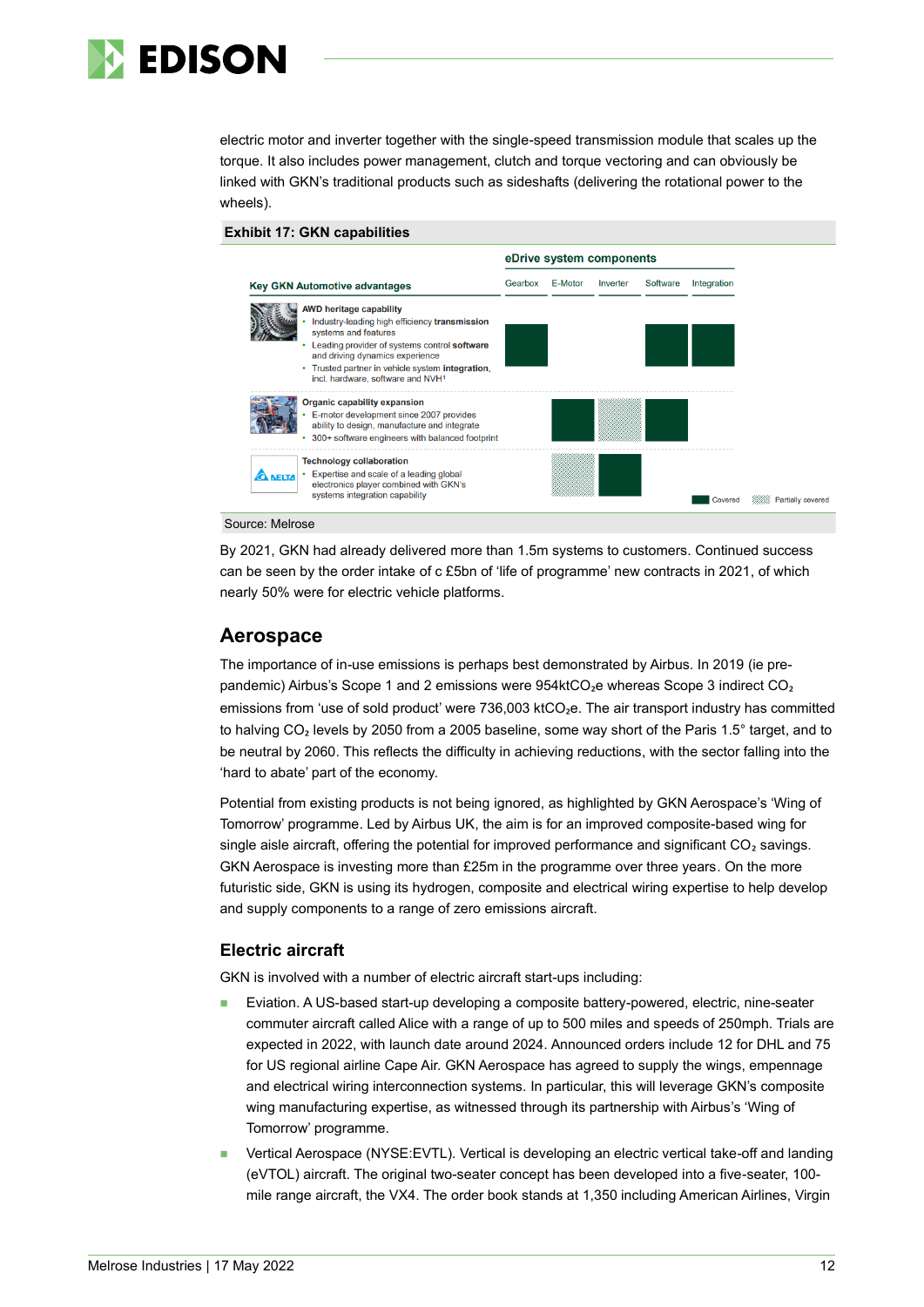electric motor and inverter together with the single-speed transmission module that scales up the torque. It also includes power management, clutch and torque vectoring and can obviously be linked with GKN's traditional products such as sideshafts (delivering the rotational power to the wheels).

**Exhibit 17: GKN capabilities**

| Key GKN Automotive advantages | Gearbox | E-Motor | Inverter | Software | Integration |
|---|---|---|---|---|---|
| **AWD heritage capability** • Industry-leading high efficiency **transmission** systems and features • Leading provider of systems control **software** and driving dynamics experience • Trusted partner in vehicle system **integration**, incl. hardware, software and NVH[1] | Covered | | | Covered | Covered |
| **Organic capability expansion** • E-motor development since 2007 provides ability to design, manufacture and integrate • 300+ software engineers with balanced footprint | | Covered | Partially covered | Covered | |
| **Technology collaboration** (DELTA) • Expertise and scale of a leading global electronics player combined with GKN's systems integration capability | | Partially covered | Covered | | |

Source: Melrose

By 2021, GKN had already delivered more than 1.5m systems to customers. Continued success can be seen by the order intake of c £5bn of 'life of programme' new contracts in 2021, of which nearly 50% were for electric vehicle platforms.

## Aerospace

The importance of in-use emissions is perhaps best demonstrated by Airbus. In 2019 (ie pre-pandemic) Airbus's Scope 1 and 2 emissions were 954kt$CO_2$e whereas Scope 3 indirect $CO_2$ emissions from 'use of sold product' were 736,003 kt$CO_2$e. The air transport industry has committed to halving $CO_2$ levels by 2050 from a 2005 baseline, some way short of the Paris 1.5° target, and to be neutral by 2060. This reflects the difficulty in achieving reductions, with the sector falling into the 'hard to abate' part of the economy.

Potential from existing products is not being ignored, as highlighted by GKN Aerospace's 'Wing of Tomorrow' programme. Led by Airbus UK, the aim is for an improved composite-based wing for single aisle aircraft, offering the potential for improved performance and significant $CO_2$ savings. GKN Aerospace is investing more than £25m in the programme over three years. On the more futuristic side, GKN is using its hydrogen, composite and electrical wiring expertise to help develop and supply components to a range of zero emissions aircraft.

### Electric aircraft

GKN is involved with a number of electric aircraft start-ups including:

- Eviation. A US-based start-up developing a composite battery-powered, electric, nine-seater commuter aircraft called Alice with a range of up to 500 miles and speeds of 250mph. Trials are expected in 2022, with launch date around 2024. Announced orders include 12 for DHL and 75 for US regional airline Cape Air. GKN Aerospace has agreed to supply the wings, empennage and electrical wiring interconnection systems. In particular, this will leverage GKN's composite wing manufacturing expertise, as witnessed through its partnership with Airbus's 'Wing of Tomorrow' programme.
- Vertical Aerospace (NYSE:EVTL). Vertical is developing an electric vertical take-off and landing (eVTOL) aircraft. The original two-seater concept has been developed into a five-seater, 100-mile range aircraft, the VX4. The order book stands at 1,350 including American Airlines, Virgin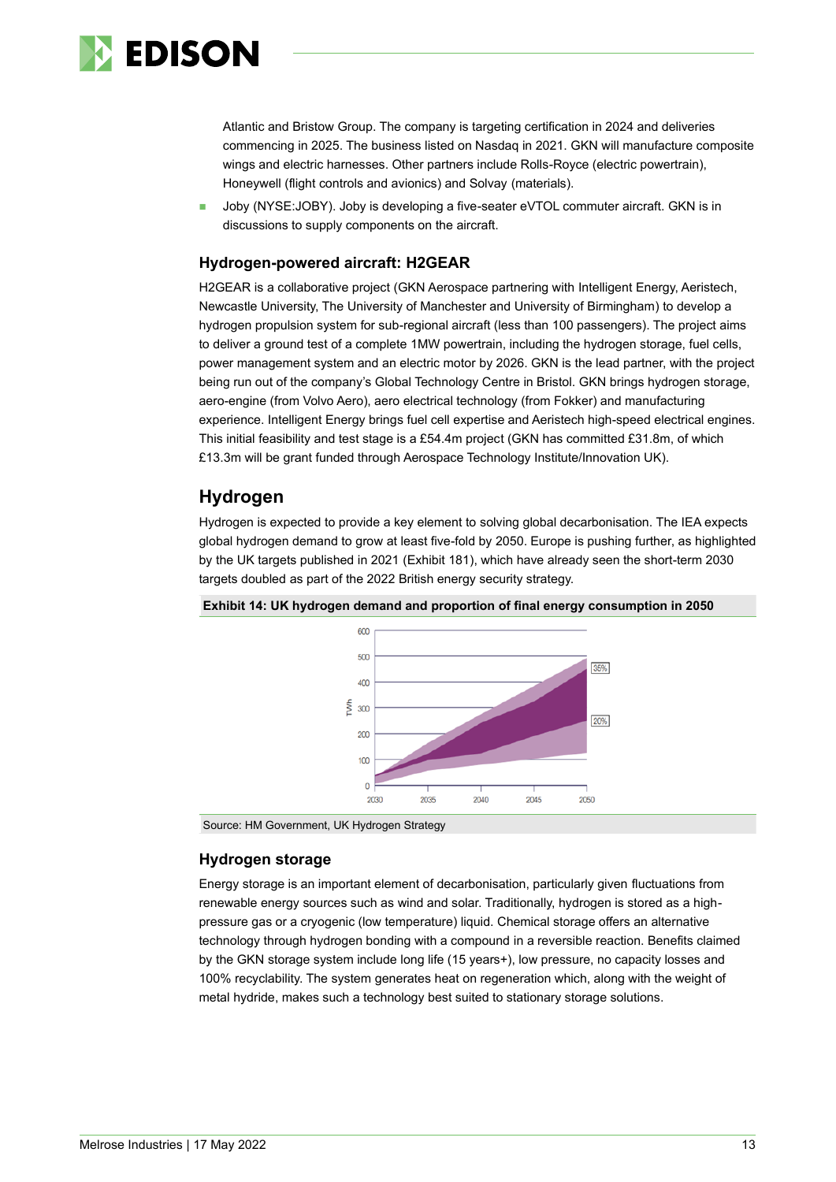Atlantic and Bristow Group. The company is targeting certification in 2024 and deliveries commencing in 2025. The business listed on Nasdaq in 2021. GKN will manufacture composite wings and electric harnesses. Other partners include Rolls-Royce (electric powertrain), Honeywell (flight controls and avionics) and Solvay (materials).

- Joby (NYSE:JOBY). Joby is developing a five-seater eVTOL commuter aircraft. GKN is in discussions to supply components on the aircraft.

### Hydrogen-powered aircraft: H2GEAR

H2GEAR is a collaborative project (GKN Aerospace partnering with Intelligent Energy, Aeristech, Newcastle University, The University of Manchester and University of Birmingham) to develop a hydrogen propulsion system for sub-regional aircraft (less than 100 passengers). The project aims to deliver a ground test of a complete 1MW powertrain, including the hydrogen storage, fuel cells, power management system and an electric motor by 2026. GKN is the lead partner, with the project being run out of the company's Global Technology Centre in Bristol. GKN brings hydrogen storage, aero-engine (from Volvo Aero), aero electrical technology (from Fokker) and manufacturing experience. Intelligent Energy brings fuel cell expertise and Aeristech high-speed electrical engines. This initial feasibility and test stage is a £54.4m project (GKN has committed £31.8m, of which £13.3m will be grant funded through Aerospace Technology Institute/Innovation UK).

## Hydrogen

Hydrogen is expected to provide a key element to solving global decarbonisation. The IEA expects global hydrogen demand to grow at least five-fold by 2050. Europe is pushing further, as highlighted by the UK targets published in 2021 (Exhibit 181), which have already seen the short-term 2030 targets doubled as part of the 2022 British energy security strategy.

**Exhibit 14: UK hydrogen demand and proportion of final energy consumption in 2050**

Source: HM Government, UK Hydrogen Strategy

### Hydrogen storage

Energy storage is an important element of decarbonisation, particularly given fluctuations from renewable energy sources such as wind and solar. Traditionally, hydrogen is stored as a high-pressure gas or a cryogenic (low temperature) liquid. Chemical storage offers an alternative technology through hydrogen bonding with a compound in a reversible reaction. Benefits claimed by the GKN storage system include long life (15 years+), low pressure, no capacity losses and 100% recyclability. The system generates heat on regeneration which, along with the weight of metal hydride, makes such a technology best suited to stationary storage solutions.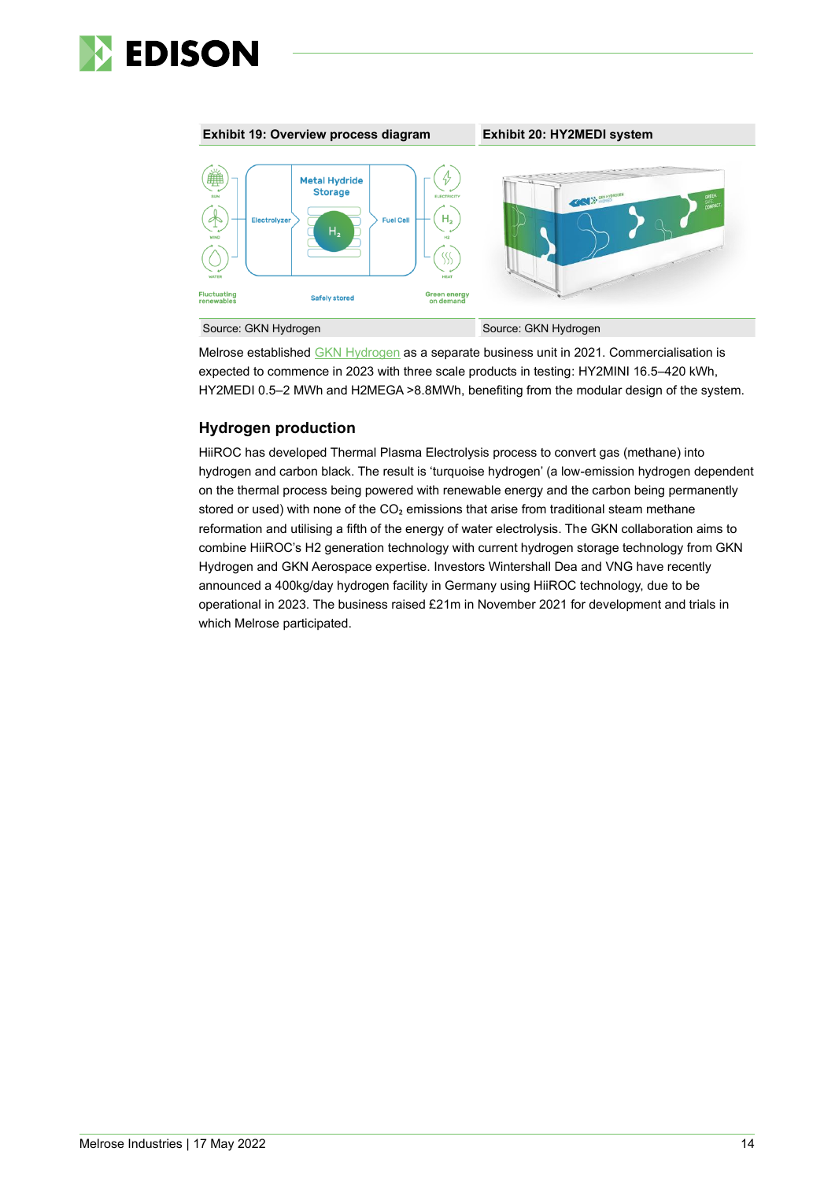**Exhibit 19: Overview process diagram** | **Exhibit 20: HY2MEDI system**

Source: GKN Hydrogen | Source: GKN Hydrogen

Melrose established GKN Hydrogen as a separate business unit in 2021. Commercialisation is expected to commence in 2023 with three scale products in testing: HY2MINI 16.5–420 kWh, HY2MEDI 0.5–2 MWh and H2MEGA >8.8MWh, benefiting from the modular design of the system.

## Hydrogen production

HiiROC has developed Thermal Plasma Electrolysis process to convert gas (methane) into hydrogen and carbon black. The result is 'turquoise hydrogen' (a low-emission hydrogen dependent on the thermal process being powered with renewable energy and the carbon being permanently stored or used) with none of the $CO_2$ emissions that arise from traditional steam methane reformation and utilising a fifth of the energy of water electrolysis. The GKN collaboration aims to combine HiiROC's H2 generation technology with current hydrogen storage technology from GKN Hydrogen and GKN Aerospace expertise. Investors Wintershall Dea and VNG have recently announced a 400kg/day hydrogen facility in Germany using HiiROC technology, due to be operational in 2023. The business raised £21m in November 2021 for development and trials in which Melrose participated.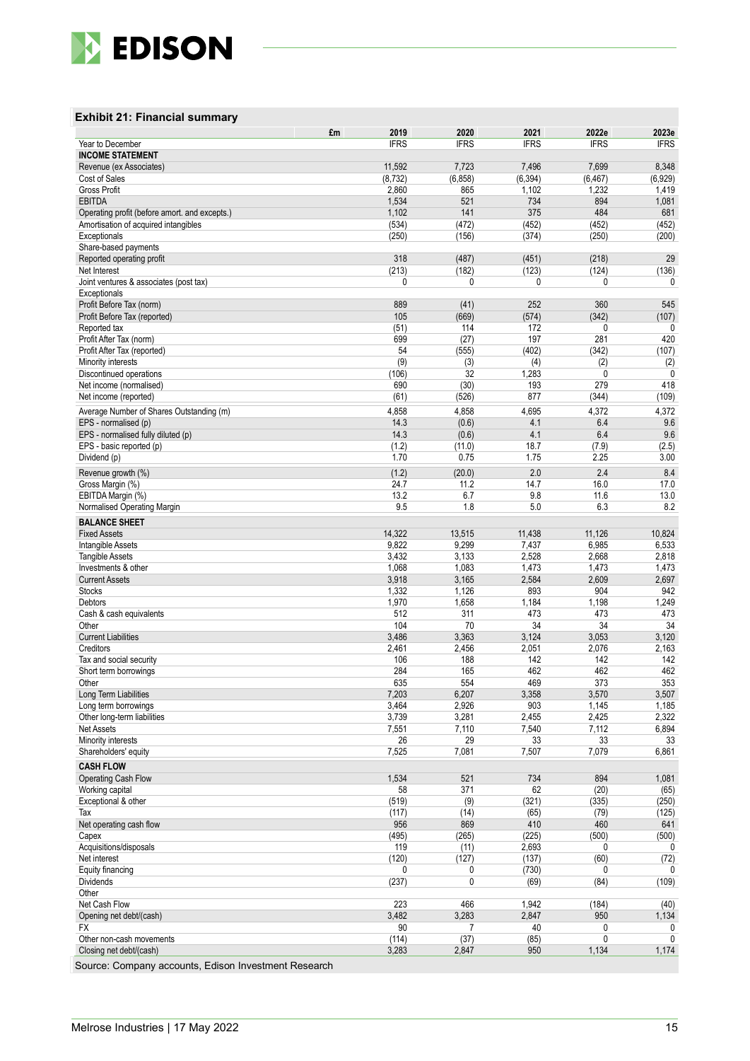### Exhibit 21: Financial summary

| £m | 2019 | 2020 | 2021 | 2022e | 2023e |
|---|---|---|---|---|---|
| Year to December | IFRS | IFRS | IFRS | IFRS | IFRS |
| **INCOME STATEMENT** | | | | | |
| Revenue (ex Associates) | 11,592 | 7,723 | 7,496 | 7,699 | 8,348 |
| Cost of Sales | (8,732) | (6,858) | (6,394) | (6,467) | (6,929) |
| Gross Profit | 2,860 | 865 | 1,102 | 1,232 | 1,419 |
| EBITDA | 1,534 | 521 | 734 | 894 | 1,081 |
| Operating profit (before amort. and excepts.) | 1,102 | 141 | 375 | 484 | 681 |
| Amortisation of acquired intangibles | (534) | (472) | (452) | (452) | (452) |
| Exceptionals | (250) | (156) | (374) | (250) | (200) |
| Share-based payments | | | | | |
| Reported operating profit | 318 | (487) | (451) | (218) | 29 |
| Net Interest | (213) | (182) | (123) | (124) | (136) |
| Joint ventures & associates (post tax) | 0 | 0 | 0 | 0 | 0 |
| Exceptionals | | | | | |
| Profit Before Tax (norm) | 889 | (41) | 252 | 360 | 545 |
| Profit Before Tax (reported) | 105 | (669) | (574) | (342) | (107) |
| Reported tax | (51) | 114 | 172 | 0 | 0 |
| Profit After Tax (norm) | 699 | (27) | 197 | 281 | 420 |
| Profit After Tax (reported) | 54 | (555) | (402) | (342) | (107) |
| Minority interests | (9) | (3) | (4) | (2) | (2) |
| Discontinued operations | (106) | 32 | 1,283 | 0 | 0 |
| Net income (normalised) | 690 | (30) | 193 | 279 | 418 |
| Net income (reported) | (61) | (526) | 877 | (344) | (109) |
| Average Number of Shares Outstanding (m) | 4,858 | 4,858 | 4,695 | 4,372 | 4,372 |
| EPS - normalised (p) | 14.3 | (0.6) | 4.1 | 6.4 | 9.6 |
| EPS - normalised fully diluted (p) | 14.3 | (0.6) | 4.1 | 6.4 | 9.6 |
| EPS - basic reported (p) | (1.2) | (11.0) | 18.7 | (7.9) | (2.5) |
| Dividend (p) | 1.70 | 0.75 | 1.75 | 2.25 | 3.00 |
| Revenue growth (%) | (1.2) | (20.0) | 2.0 | 2.4 | 8.4 |
| Gross Margin (%) | 24.7 | 11.2 | 14.7 | 16.0 | 17.0 |
| EBITDA Margin (%) | 13.2 | 6.7 | 9.8 | 11.6 | 13.0 |
| Normalised Operating Margin | 9.5 | 1.8 | 5.0 | 6.3 | 8.2 |
| **BALANCE SHEET** | | | | | |
| Fixed Assets | 14,322 | 13,515 | 11,438 | 11,126 | 10,824 |
| Intangible Assets | 9,822 | 9,299 | 7,437 | 6,985 | 6,533 |
| Tangible Assets | 3,432 | 3,133 | 2,528 | 2,668 | 2,818 |
| Investments & other | 1,068 | 1,083 | 1,473 | 1,473 | 1,473 |
| Current Assets | 3,918 | 3,165 | 2,584 | 2,609 | 2,697 |
| Stocks | 1,332 | 1,126 | 893 | 904 | 942 |
| Debtors | 1,970 | 1,658 | 1,184 | 1,198 | 1,249 |
| Cash & cash equivalents | 512 | 311 | 473 | 473 | 473 |
| Other | 104 | 70 | 34 | 34 | 34 |
| Current Liabilities | 3,486 | 3,363 | 3,124 | 3,053 | 3,120 |
| Creditors | 2,461 | 2,456 | 2,051 | 2,076 | 2,163 |
| Tax and social security | 106 | 188 | 142 | 142 | 142 |
| Short term borrowings | 284 | 165 | 462 | 462 | 462 |
| Other | 635 | 554 | 469 | 373 | 353 |
| Long Term Liabilities | 7,203 | 6,207 | 3,358 | 3,570 | 3,507 |
| Long term borrowings | 3,464 | 2,926 | 903 | 1,145 | 1,185 |
| Other long-term liabilities | 3,739 | 3,281 | 2,455 | 2,425 | 2,322 |
| Net Assets | 7,551 | 7,110 | 7,540 | 7,112 | 6,894 |
| Minority interests | 26 | 29 | 33 | 33 | 33 |
| Shareholders' equity | 7,525 | 7,081 | 7,507 | 7,079 | 6,861 |
| **CASH FLOW** | | | | | |
| Operating Cash Flow | 1,534 | 521 | 734 | 894 | 1,081 |
| Working capital | 58 | 371 | 62 | (20) | (65) |
| Exceptional & other | (519) | (9) | (321) | (335) | (250) |
| Tax | (117) | (14) | (65) | (79) | (125) |
| Net operating cash flow | 956 | 869 | 410 | 460 | 641 |
| Capex | (495) | (265) | (225) | (500) | (500) |
| Acquisitions/disposals | 119 | (11) | 2,693 | 0 | 0 |
| Net interest | (120) | (127) | (137) | (60) | (72) |
| Equity financing | 0 | 0 | (730) | 0 | 0 |
| Dividends | (237) | 0 | (69) | (84) | (109) |
| Other | | | | | |
| Net Cash Flow | 223 | 466 | 1,942 | (184) | (40) |
| Opening net debt/(cash) | 3,482 | 3,283 | 2,847 | 950 | 1,134 |
| FX | 90 | 7 | 40 | 0 | 0 |
| Other non-cash movements | (114) | (37) | (85) | 0 | 0 |
| Closing net debt/(cash) | 3,283 | 2,847 | 950 | 1,134 | 1,174 |

Source: Company accounts, Edison Investment Research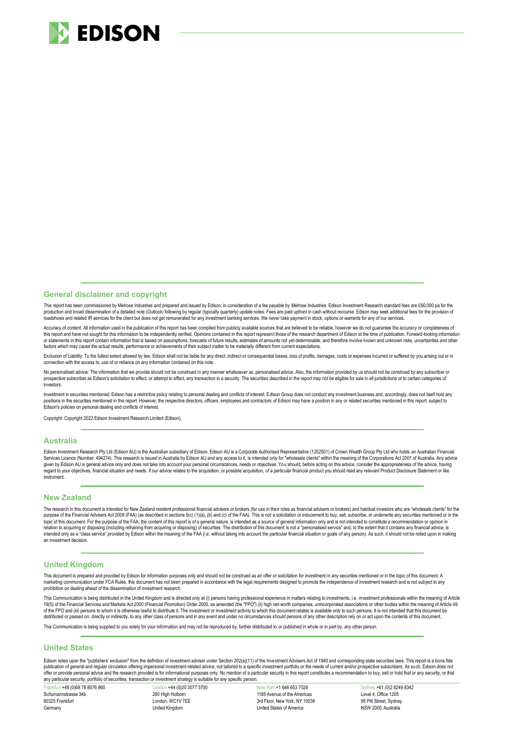## General disclaimer and copyright

This report has been commissioned by Melrose Industries and prepared and issued by Edison, in consideration of a fee payable by Melrose Industries. Edison Investment Research standard fees are £60,000 pa for the production and broad dissemination of a detailed note (Outlook) following by regular (typically quarterly) update notes. Fees are paid upfront in cash without recourse. Edison may seek additional fees for the provision of roadshows and related IR services for the client but does not get remunerated for any investment banking services. We never take payment in stock, options or warrants for any of our services.

Accuracy of content: All information used in the publication of this report has been compiled from publicly available sources that are believed to be reliable, however we do not guarantee the accuracy or completeness of this report and have not sought for this information to be independently verified. Opinions contained in this report represent those of the research department of Edison at the time of publication. Forward-looking information or statements in this report contain information that is based on assumptions, forecasts of future results, estimates of amounts not yet determinable, and therefore involve known and unknown risks, uncertainties and other factors which may cause the actual results, performance or achievements of their subject matter to be materially different from current expectations.

Exclusion of Liability: To the fullest extent allowed by law, Edison shall not be liable for any direct, indirect or consequential losses, loss of profits, damages, costs or expenses incurred or suffered by you arising out or in connection with the access to, use of or reliance on any information contained on this note.

No personalised advice: The information that we provide should not be construed in any manner whatsoever as, personalised advice. Also, the information provided by us should not be construed by any subscriber or prospective subscriber as Edison's solicitation to effect, or attempt to effect, any transaction in a security. The securities described in the report may not be eligible for sale in all jurisdictions or to certain categories of investors.

Investment in securities mentioned: Edison has a restrictive policy relating to personal dealing and conflicts of interest. Edison Group does not conduct any investment business and, accordingly, does not itself hold any positions in the securities mentioned in this report. However, the respective directors, officers, employees and contractors of Edison may have a position in any or related securities mentioned in this report, subject to Edison's policies on personal dealing and conflicts of interest.

Copyright: Copyright 2022 Edison Investment Research Limited (Edison).

## Australia

Edison Investment Research Pty Ltd (Edison AU) is the Australian subsidiary of Edison. Edison AU is a Corporate Authorised Representative (1252501) of Crown Wealth Group Pty Ltd who holds an Australian Financial Services Licence (Number: 494274). This research is issued in Australia by Edison AU and any access to it, is intended only for "wholesale clients" within the meaning of the Corporations Act 2001 of Australia. Any advice given by Edison AU is general advice only and does not take into account your personal circumstances, needs or objectives. You should, before acting on this advice, consider the appropriateness of the advice, having regard to your objectives, financial situation and needs. If our advice relates to the acquisition, or possible acquisition, of a particular financial product you should read any relevant Product Disclosure Statement or like instrument.

## New Zealand

The research in this document is intended for New Zealand resident professional financial advisers or brokers (for use in their roles as financial advisers or brokers) and habitual investors who are "wholesale clients" for the purpose of the Financial Advisers Act 2008 (FAA) (as described in sections 5(c) (1)(a), (b) and (c) of the FAA). This is not a solicitation or inducement to buy, sell, subscribe, or underwrite any securities mentioned or in the topic of this document. For the purpose of the FAA, the content of this report is of a general nature, is intended as a source of general information only and is not intended to constitute a recommendation or opinion in relation to acquiring or disposing (including refraining from acquiring or disposing) of securities. The distribution of this document is not a "personalised service" and, to the extent that it contains any financial advice, is intended only as a "class service" provided by Edison within the meaning of the FAA (i.e. without taking into account the particular financial situation or goals of any person). As such, it should not be relied upon in making an investment decision.

## United Kingdom

This document is prepared and provided by Edison for information purposes only and should not be construed as an offer or solicitation for investment in any securities mentioned or in the topic of this document. A marketing communication under FCA Rules, this document has not been prepared in accordance with the legal requirements designed to promote the independence of investment research and is not subject to any prohibition on dealing ahead of the dissemination of investment research.

This Communication is being distributed in the United Kingdom and is directed only at (i) persons having professional experience in matters relating to investments, i.e. investment professionals within the meaning of Article 19(5) of the Financial Services and Markets Act 2000 (Financial Promotion) Order 2005, as amended (the "FPO") (ii) high net-worth companies, unincorporated associations or other bodies within the meaning of Article 49 of the FPO and (iii) persons to whom it is otherwise lawful to distribute it. The investment or investment activity to which this document relates is available only to such persons. It is not intended that this document be distributed or passed on, directly or indirectly, to any other class of persons and in any event and under no circumstances should persons of any other description rely on or act upon the contents of this document.

This Communication is being supplied to you solely for your information and may not be reproduced by, further distributed to or published in whole or in part by, any other person.

## United States

Edison relies upon the "publishers' exclusion" from the definition of investment adviser under Section 202(a)(11) of the Investment Advisers Act of 1940 and corresponding state securities laws. This report is a bona fide publication of general and regular circulation offering impersonal investment-related advice, not tailored to a specific investment portfolio or the needs of current and/or prospective subscribers. As such, Edison does not offer or provide personal advice and the research provided is for informational purposes only. No mention of a particular security in this report constitutes a recommendation to buy, sell or hold that or any security, or that any particular security, portfolio of securities, transaction or investment strategy is suitable for any specific person.

Frankfurt +49 (0)69 78 8076 960
Schumannstrasse 34b
60325 Frankfurt
Germany

London +44 (0)20 3077 5700
280 High Holborn
London, WC1V 7EE
United Kingdom

New York +1 646 653 7026
1185 Avenue of the Americas
3rd Floor, New York, NY 10036
United States of America

Sydney +61 (0)2 8249 8342
Level 4, Office 1205
95 Pitt Street, Sydney
NSW 2000, Australia